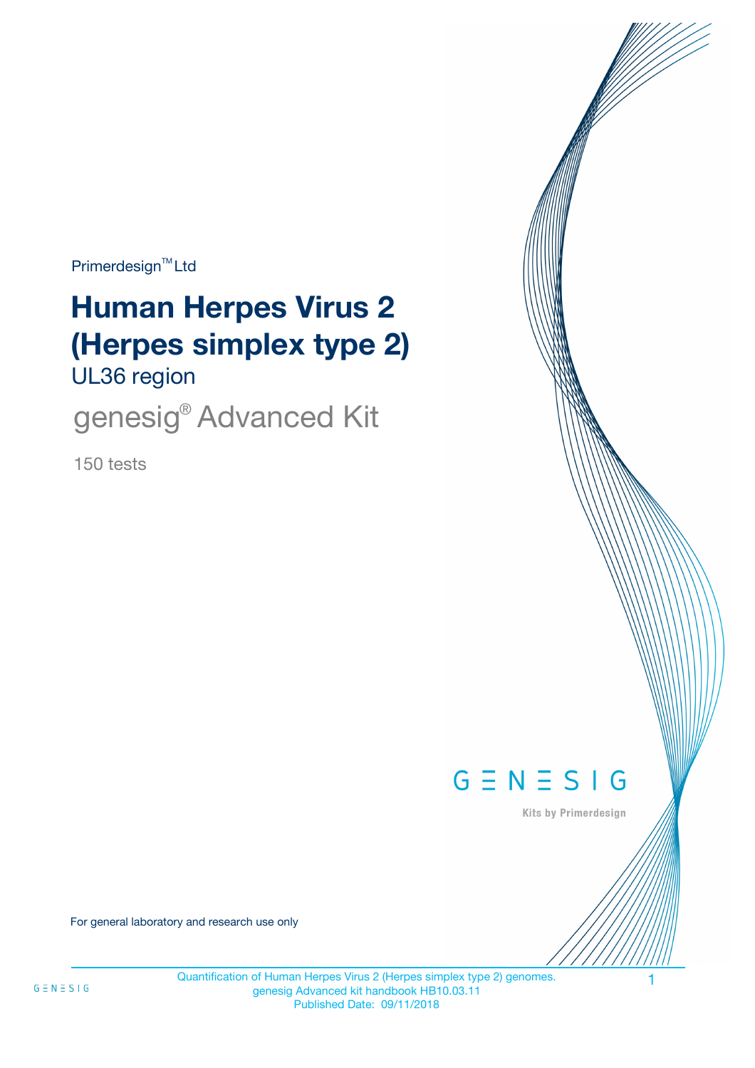Primerdesign™ Ltd

# Human Herpes Virus 2 (Herpes simplex type 2)

## UL36 region

## genesig® Advanced Kit

150 tests

GENESIG

Kits by Primerdesign

For general laboratory and research use only

Quantification of Human Herpes Virus 2 (Herpes simplex type 2) genomes.
genesig Advanced kit handbook HB10.03.11
Published Date: 09/11/2018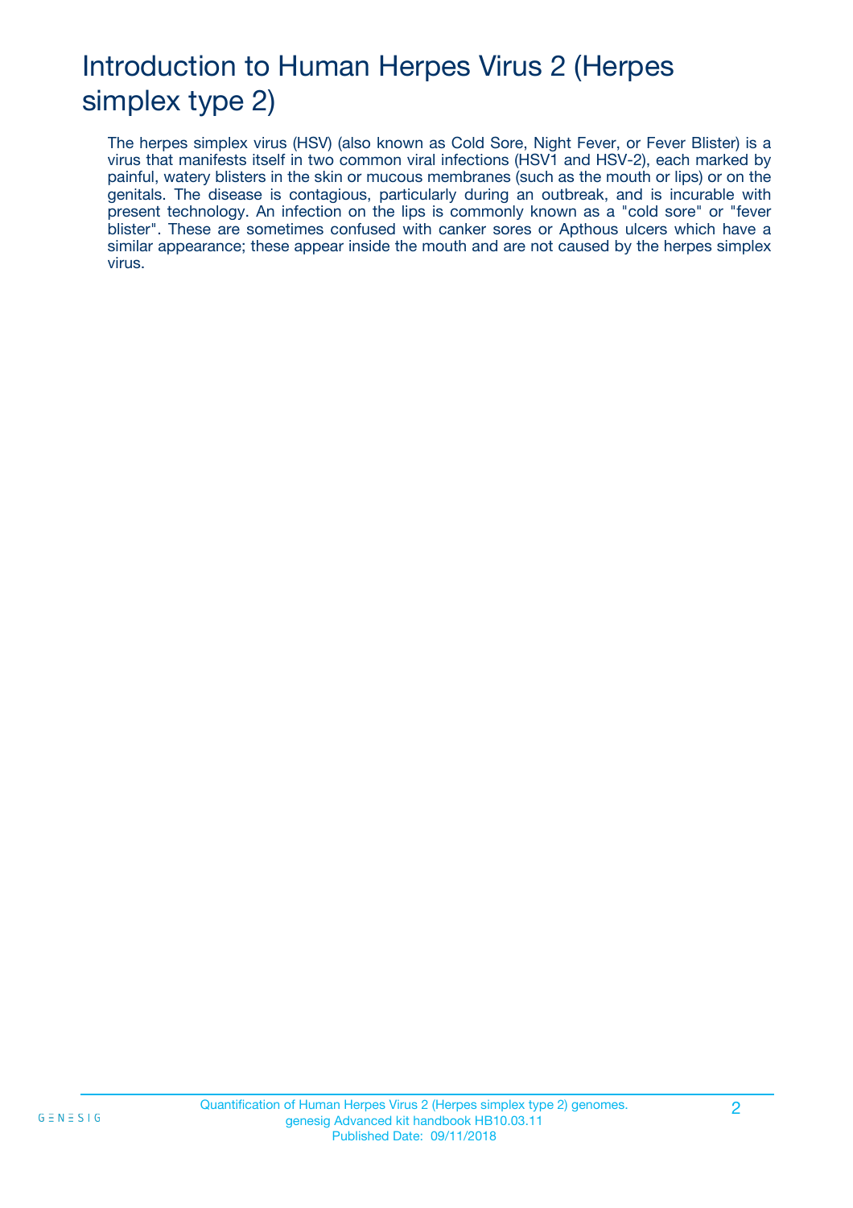# Introduction to Human Herpes Virus 2 (Herpes simplex type 2)

The herpes simplex virus (HSV) (also known as Cold Sore, Night Fever, or Fever Blister) is a virus that manifests itself in two common viral infections (HSV1 and HSV-2), each marked by painful, watery blisters in the skin or mucous membranes (such as the mouth or lips) or on the genitals. The disease is contagious, particularly during an outbreak, and is incurable with present technology. An infection on the lips is commonly known as a "cold sore" or "fever blister". These are sometimes confused with canker sores or Apthous ulcers which have a similar appearance; these appear inside the mouth and are not caused by the herpes simplex virus.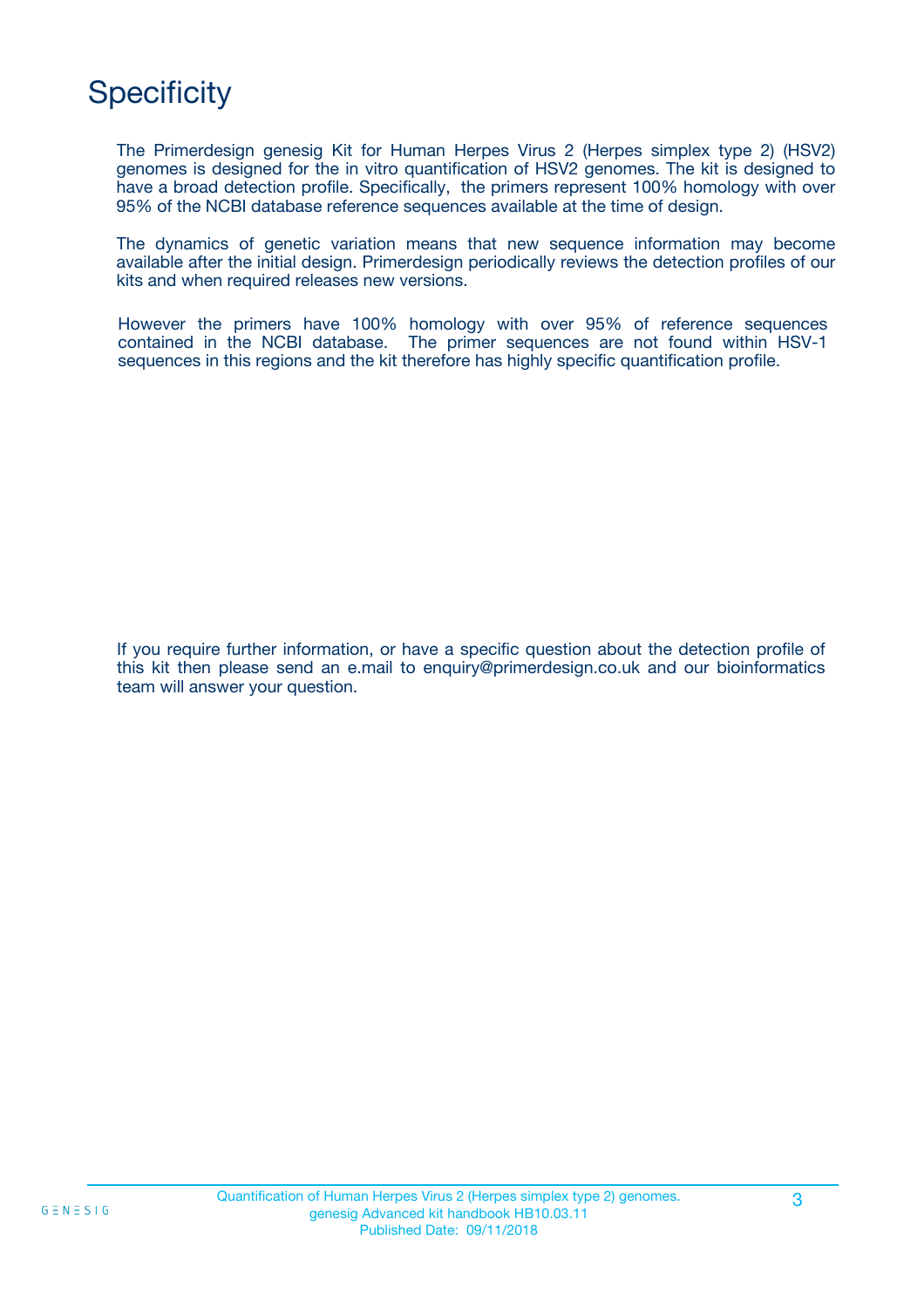# Specificity

The Primerdesign genesig Kit for Human Herpes Virus 2 (Herpes simplex type 2) (HSV2) genomes is designed for the in vitro quantification of HSV2 genomes. The kit is designed to have a broad detection profile. Specifically, the primers represent 100% homology with over 95% of the NCBI database reference sequences available at the time of design.

The dynamics of genetic variation means that new sequence information may become available after the initial design. Primerdesign periodically reviews the detection profiles of our kits and when required releases new versions.

However the primers have 100% homology with over 95% of reference sequences contained in the NCBI database. The primer sequences are not found within HSV-1 sequences in this regions and the kit therefore has highly specific quantification profile.

If you require further information, or have a specific question about the detection profile of this kit then please send an e.mail to enquiry@primerdesign.co.uk and our bioinformatics team will answer your question.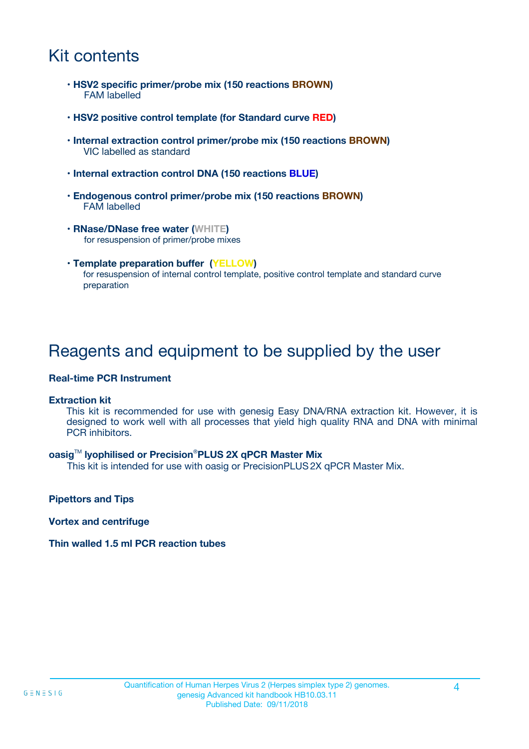# Kit contents

- **HSV2 specific primer/probe mix (150 reactions BROWN)**
  FAM labelled
- **HSV2 positive control template (for Standard curve RED)**
- **Internal extraction control primer/probe mix (150 reactions BROWN)**
  VIC labelled as standard
- **Internal extraction control DNA (150 reactions BLUE)**
- **Endogenous control primer/probe mix (150 reactions BROWN)**
  FAM labelled
- **RNase/DNase free water (WHITE)**
  for resuspension of primer/probe mixes
- **Template preparation buffer (YELLOW)**
  for resuspension of internal control template, positive control template and standard curve preparation

# Reagents and equipment to be supplied by the user

**Real-time PCR Instrument**

**Extraction kit**
This kit is recommended for use with genesig Easy DNA/RNA extraction kit. However, it is designed to work well with all processes that yield high quality RNA and DNA with minimal PCR inhibitors.

**oasig™ lyophilised or Precision®PLUS 2X qPCR Master Mix**
This kit is intended for use with oasig or PrecisionPLUS 2X qPCR Master Mix.

**Pipettors and Tips**

**Vortex and centrifuge**

**Thin walled 1.5 ml PCR reaction tubes**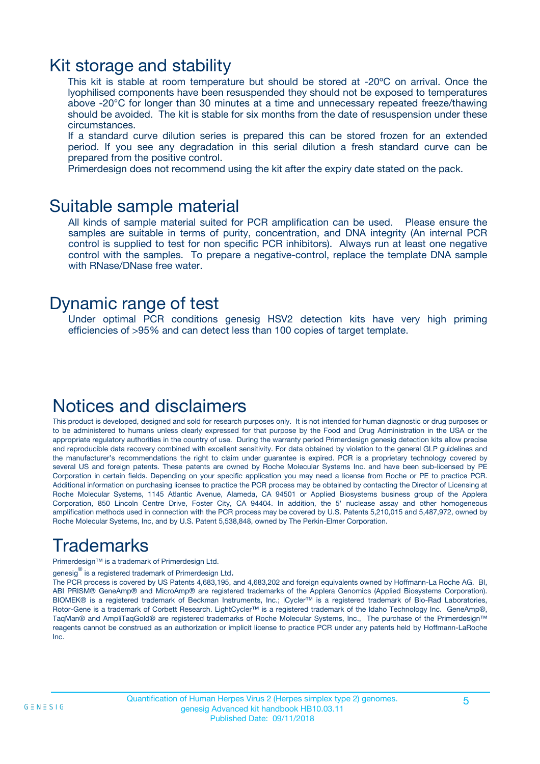# Kit storage and stability

This kit is stable at room temperature but should be stored at -20ºC on arrival. Once the lyophilised components have been resuspended they should not be exposed to temperatures above -20°C for longer than 30 minutes at a time and unnecessary repeated freeze/thawing should be avoided. The kit is stable for six months from the date of resuspension under these circumstances.

If a standard curve dilution series is prepared this can be stored frozen for an extended period. If you see any degradation in this serial dilution a fresh standard curve can be prepared from the positive control.

Primerdesign does not recommend using the kit after the expiry date stated on the pack.

# Suitable sample material

All kinds of sample material suited for PCR amplification can be used. Please ensure the samples are suitable in terms of purity, concentration, and DNA integrity (An internal PCR control is supplied to test for non specific PCR inhibitors). Always run at least one negative control with the samples. To prepare a negative-control, replace the template DNA sample with RNase/DNase free water.

# Dynamic range of test

Under optimal PCR conditions genesig HSV2 detection kits have very high priming efficiencies of >95% and can detect less than 100 copies of target template.

# Notices and disclaimers

This product is developed, designed and sold for research purposes only. It is not intended for human diagnostic or drug purposes or to be administered to humans unless clearly expressed for that purpose by the Food and Drug Administration in the USA or the appropriate regulatory authorities in the country of use. During the warranty period Primerdesign genesig detection kits allow precise and reproducible data recovery combined with excellent sensitivity. For data obtained by violation to the general GLP guidelines and the manufacturer's recommendations the right to claim under guarantee is expired. PCR is a proprietary technology covered by several US and foreign patents. These patents are owned by Roche Molecular Systems Inc. and have been sub-licensed by PE Corporation in certain fields. Depending on your specific application you may need a license from Roche or PE to practice PCR. Additional information on purchasing licenses to practice the PCR process may be obtained by contacting the Director of Licensing at Roche Molecular Systems, 1145 Atlantic Avenue, Alameda, CA 94501 or Applied Biosystems business group of the Applera Corporation, 850 Lincoln Centre Drive, Foster City, CA 94404. In addition, the 5' nuclease assay and other homogeneous amplification methods used in connection with the PCR process may be covered by U.S. Patents 5,210,015 and 5,487,972, owned by Roche Molecular Systems, Inc, and by U.S. Patent 5,538,848, owned by The Perkin-Elmer Corporation.

# Trademarks

Primerdesign™ is a trademark of Primerdesign Ltd.

genesig® is a registered trademark of Primerdesign Ltd.

The PCR process is covered by US Patents 4,683,195, and 4,683,202 and foreign equivalents owned by Hoffmann-La Roche AG. BI, ABI PRISM® GeneAmp® and MicroAmp® are registered trademarks of the Applera Genomics (Applied Biosystems Corporation). BIOMEK® is a registered trademark of Beckman Instruments, Inc.; iCycler™ is a registered trademark of Bio-Rad Laboratories, Rotor-Gene is a trademark of Corbett Research. LightCycler™ is a registered trademark of the Idaho Technology Inc. GeneAmp®, TaqMan® and AmpliTaqGold® are registered trademarks of Roche Molecular Systems, Inc., The purchase of the Primerdesign™ reagents cannot be construed as an authorization or implicit license to practice PCR under any patents held by Hoffmann-LaRoche Inc.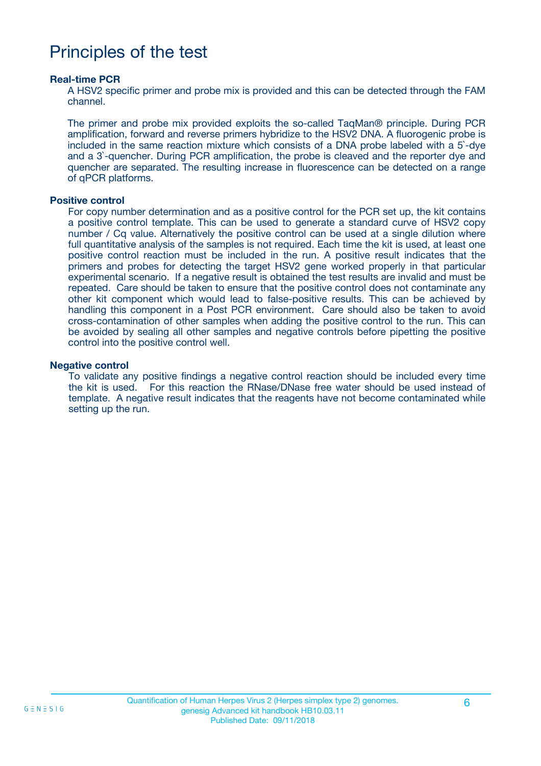# Principles of the test

### Real-time PCR

A HSV2 specific primer and probe mix is provided and this can be detected through the FAM channel.

The primer and probe mix provided exploits the so-called TaqMan® principle. During PCR amplification, forward and reverse primers hybridize to the HSV2 DNA. A fluorogenic probe is included in the same reaction mixture which consists of a DNA probe labeled with a 5`-dye and a 3`-quencher. During PCR amplification, the probe is cleaved and the reporter dye and quencher are separated. The resulting increase in fluorescence can be detected on a range of qPCR platforms.

### Positive control

For copy number determination and as a positive control for the PCR set up, the kit contains a positive control template. This can be used to generate a standard curve of HSV2 copy number / Cq value. Alternatively the positive control can be used at a single dilution where full quantitative analysis of the samples is not required. Each time the kit is used, at least one positive control reaction must be included in the run. A positive result indicates that the primers and probes for detecting the target HSV2 gene worked properly in that particular experimental scenario. If a negative result is obtained the test results are invalid and must be repeated. Care should be taken to ensure that the positive control does not contaminate any other kit component which would lead to false-positive results. This can be achieved by handling this component in a Post PCR environment. Care should also be taken to avoid cross-contamination of other samples when adding the positive control to the run. This can be avoided by sealing all other samples and negative controls before pipetting the positive control into the positive control well.

### Negative control

To validate any positive findings a negative control reaction should be included every time the kit is used. For this reaction the RNase/DNase free water should be used instead of template. A negative result indicates that the reagents have not become contaminated while setting up the run.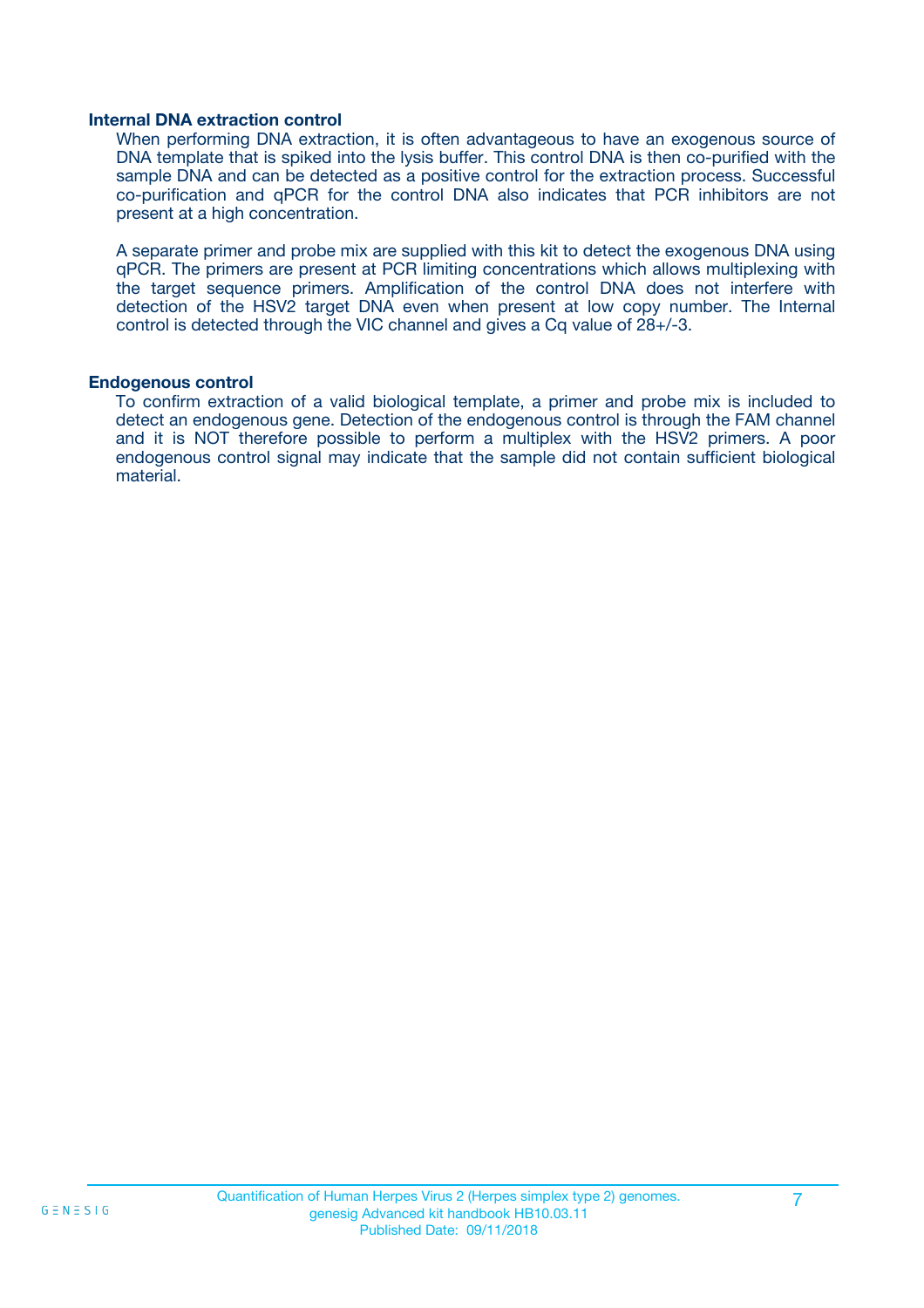### Internal DNA extraction control

When performing DNA extraction, it is often advantageous to have an exogenous source of DNA template that is spiked into the lysis buffer. This control DNA is then co-purified with the sample DNA and can be detected as a positive control for the extraction process. Successful co-purification and qPCR for the control DNA also indicates that PCR inhibitors are not present at a high concentration.

A separate primer and probe mix are supplied with this kit to detect the exogenous DNA using qPCR. The primers are present at PCR limiting concentrations which allows multiplexing with the target sequence primers. Amplification of the control DNA does not interfere with detection of the HSV2 target DNA even when present at low copy number. The Internal control is detected through the VIC channel and gives a Cq value of 28+/-3.

### Endogenous control

To confirm extraction of a valid biological template, a primer and probe mix is included to detect an endogenous gene. Detection of the endogenous control is through the FAM channel and it is NOT therefore possible to perform a multiplex with the HSV2 primers. A poor endogenous control signal may indicate that the sample did not contain sufficient biological material.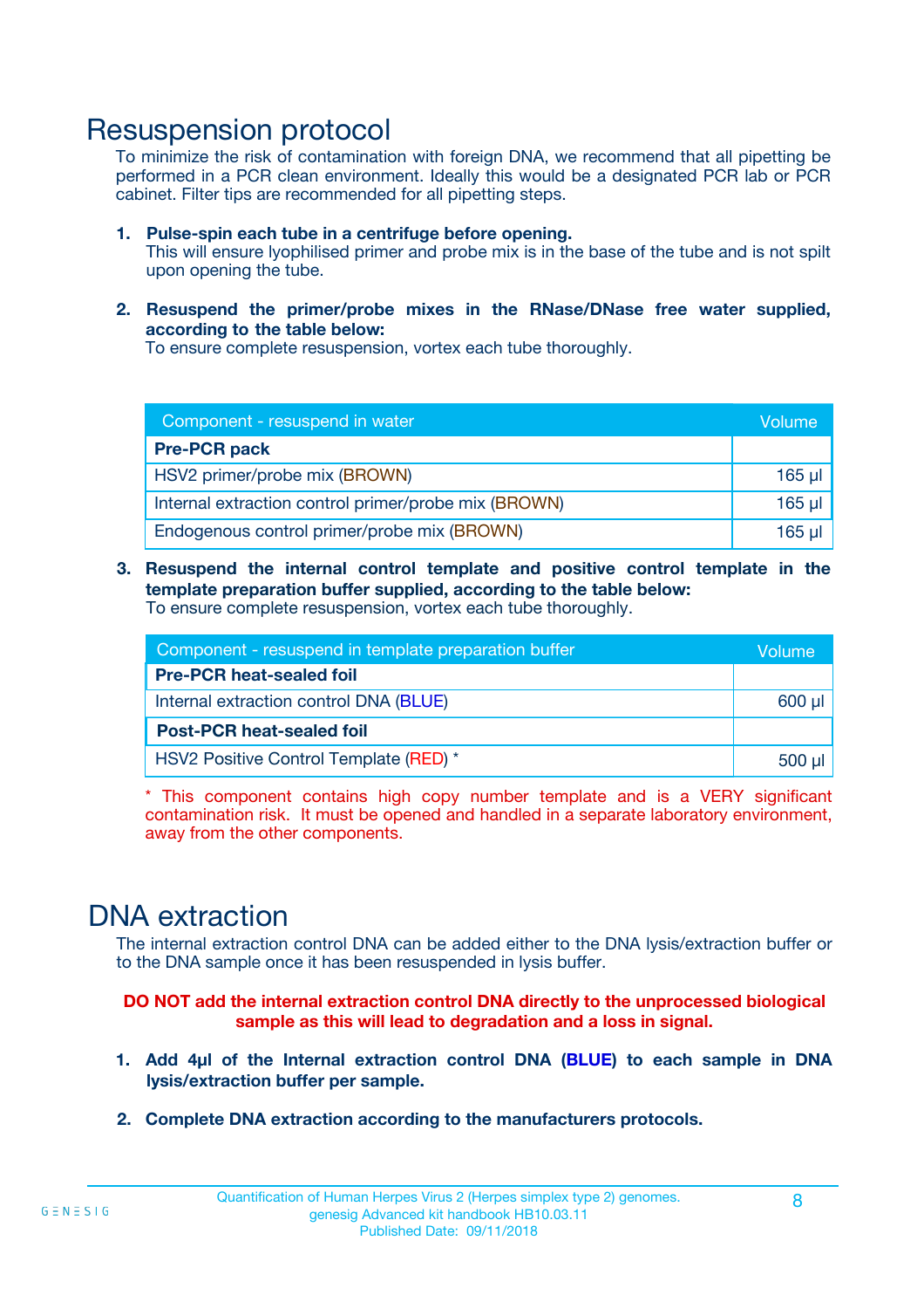## Resuspension protocol

To minimize the risk of contamination with foreign DNA, we recommend that all pipetting be performed in a PCR clean environment. Ideally this would be a designated PCR lab or PCR cabinet. Filter tips are recommended for all pipetting steps.

1. **Pulse-spin each tube in a centrifuge before opening.**
   This will ensure lyophilised primer and probe mix is in the base of the tube and is not spilt upon opening the tube.

2. **Resuspend the primer/probe mixes in the RNase/DNase free water supplied, according to the table below:**
   To ensure complete resuspension, vortex each tube thoroughly.

| Component - resuspend in water | Volume |
|---|---|
| **Pre-PCR pack** | |
| HSV2 primer/probe mix (BROWN) | 165 µl |
| Internal extraction control primer/probe mix (BROWN) | 165 µl |
| Endogenous control primer/probe mix (BROWN) | 165 µl |

3. **Resuspend the internal control template and positive control template in the template preparation buffer supplied, according to the table below:**
   To ensure complete resuspension, vortex each tube thoroughly.

| Component - resuspend in template preparation buffer | Volume |
|---|---|
| **Pre-PCR heat-sealed foil** | |
| Internal extraction control DNA (BLUE) | 600 µl |
| **Post-PCR heat-sealed foil** | |
| HSV2 Positive Control Template (RED) * | 500 µl |

* This component contains high copy number template and is a VERY significant contamination risk. It must be opened and handled in a separate laboratory environment, away from the other components.

## DNA extraction

The internal extraction control DNA can be added either to the DNA lysis/extraction buffer or to the DNA sample once it has been resuspended in lysis buffer.

**DO NOT add the internal extraction control DNA directly to the unprocessed biological sample as this will lead to degradation and a loss in signal.**

1. **Add 4µl of the Internal extraction control DNA (BLUE) to each sample in DNA lysis/extraction buffer per sample.**

2. **Complete DNA extraction according to the manufacturers protocols.**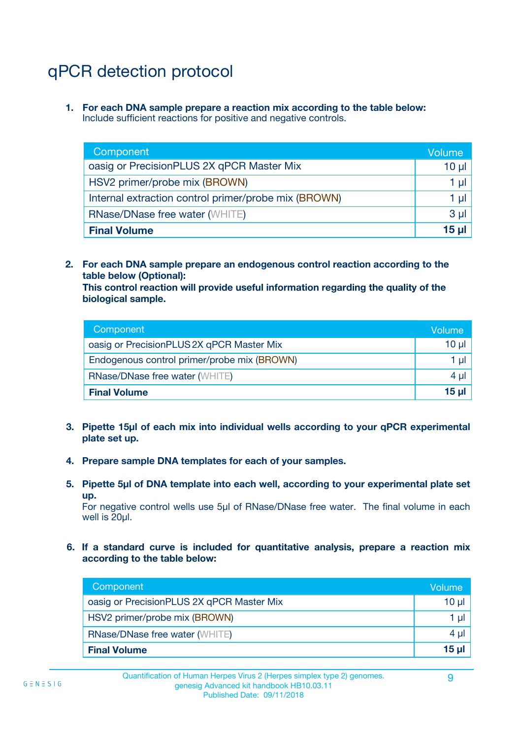# qPCR detection protocol

1. **For each DNA sample prepare a reaction mix according to the table below:**
   Include sufficient reactions for positive and negative controls.

| Component | Volume |
| --- | --- |
| oasig or PrecisionPLUS 2X qPCR Master Mix | 10 µl |
| HSV2 primer/probe mix (BROWN) | 1 µl |
| Internal extraction control primer/probe mix (BROWN) | 1 µl |
| RNase/DNase free water (WHITE) | 3 µl |
| **Final Volume** | **15 µl** |

2. **For each DNA sample prepare an endogenous control reaction according to the table below (Optional):**
   **This control reaction will provide useful information regarding the quality of the biological sample.**

| Component | Volume |
| --- | --- |
| oasig or PrecisionPLUS 2X qPCR Master Mix | 10 µl |
| Endogenous control primer/probe mix (BROWN) | 1 µl |
| RNase/DNase free water (WHITE) | 4 µl |
| **Final Volume** | **15 µl** |

3. **Pipette 15µl of each mix into individual wells according to your qPCR experimental plate set up.**

4. **Prepare sample DNA templates for each of your samples.**

5. **Pipette 5µl of DNA template into each well, according to your experimental plate set up.**
   For negative control wells use 5µl of RNase/DNase free water. The final volume in each well is 20µl.

6. **If a standard curve is included for quantitative analysis, prepare a reaction mix according to the table below:**

| Component | Volume |
| --- | --- |
| oasig or PrecisionPLUS 2X qPCR Master Mix | 10 µl |
| HSV2 primer/probe mix (BROWN) | 1 µl |
| RNase/DNase free water (WHITE) | 4 µl |
| **Final Volume** | **15 µl** |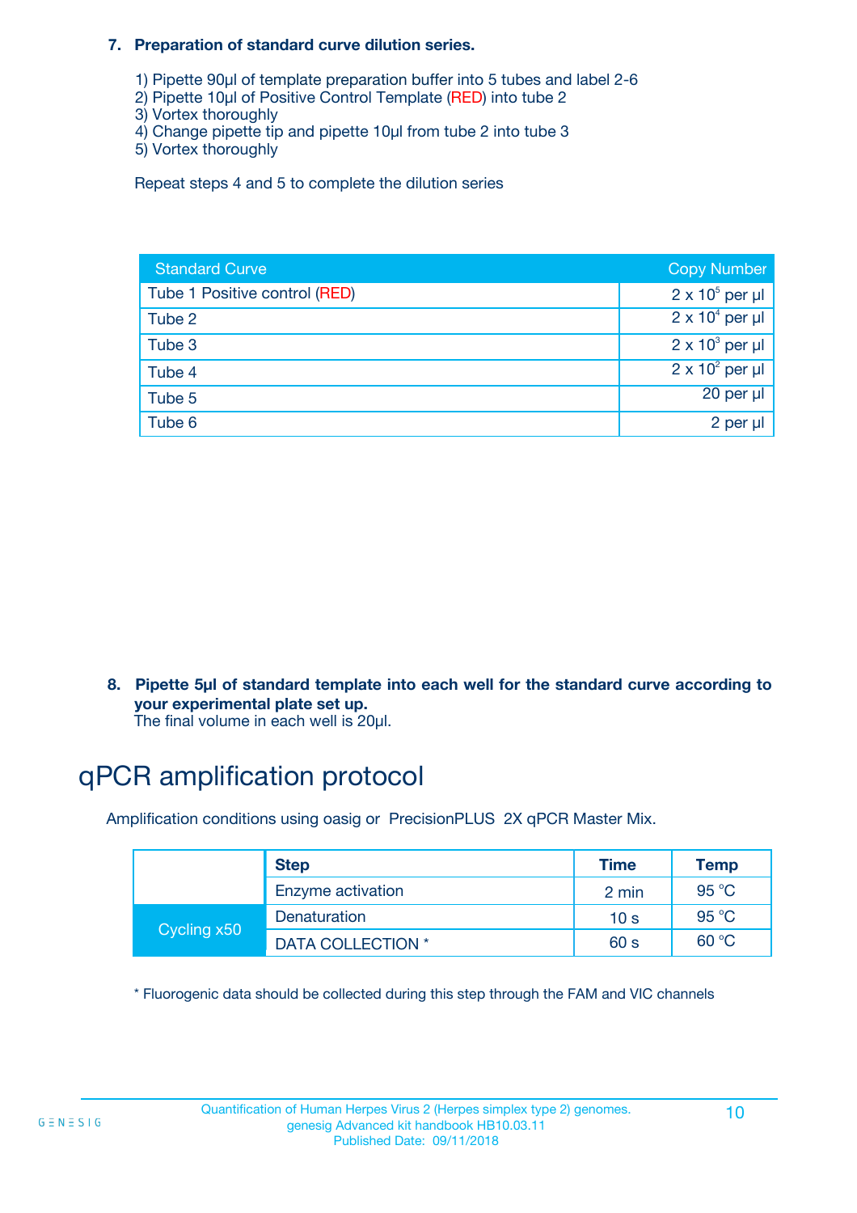**7. Preparation of standard curve dilution series.**

1) Pipette 90µl of template preparation buffer into 5 tubes and label 2-6
2) Pipette 10µl of Positive Control Template (RED) into tube 2
3) Vortex thoroughly
4) Change pipette tip and pipette 10µl from tube 2 into tube 3
5) Vortex thoroughly

Repeat steps 4 and 5 to complete the dilution series

| Standard Curve | Copy Number |
|---|---|
| Tube 1 Positive control (RED) | $2 \times 10^5$ per µl |
| Tube 2 | $2 \times 10^4$ per µl |
| Tube 3 | $2 \times 10^3$ per µl |
| Tube 4 | $2 \times 10^2$ per µl |
| Tube 5 | 20 per µl |
| Tube 6 | 2 per µl |

**8. Pipette 5µl of standard template into each well for the standard curve according to your experimental plate set up.**
The final volume in each well is 20µl.

# qPCR amplification protocol

Amplification conditions using oasig or PrecisionPLUS 2X qPCR Master Mix.

| | Step | Time | Temp |
|---|---|---|---|
| | Enzyme activation | 2 min | 95 °C |
| Cycling x50 | Denaturation | 10 s | 95 °C |
| | DATA COLLECTION * | 60 s | 60 °C |

* Fluorogenic data should be collected during this step through the FAM and VIC channels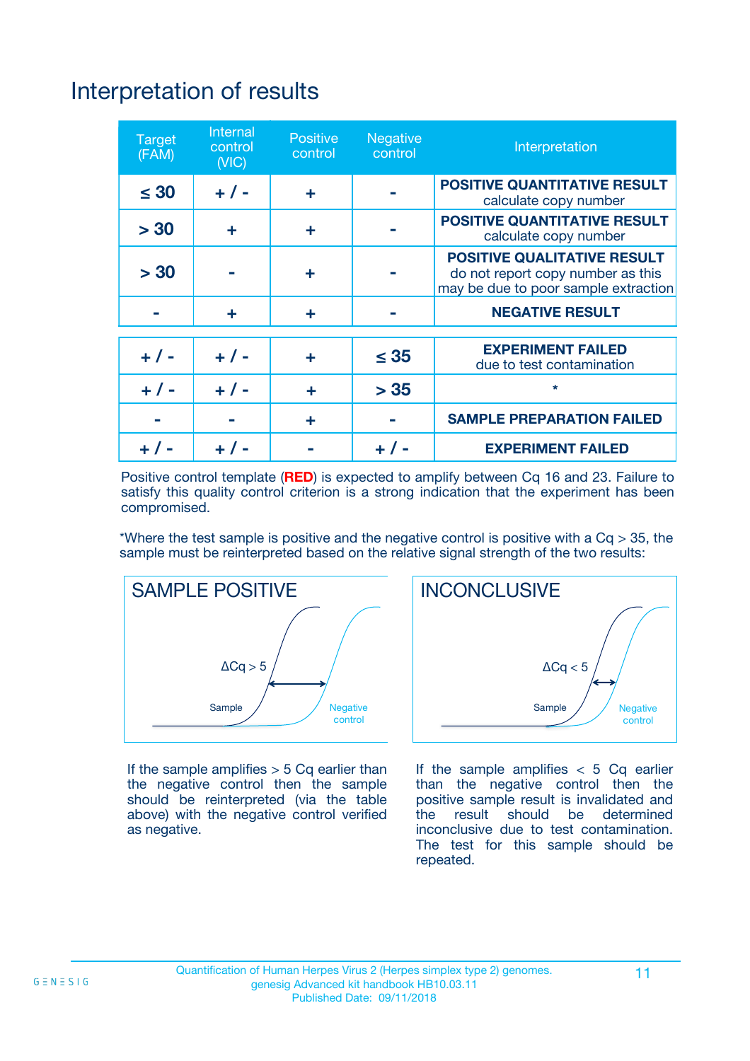# Interpretation of results

| Target (FAM) | Internal control (VIC) | Positive control | Negative control | Interpretation |
|---|---|---|---|---|
| ≤ 30 | + / - | + | - | **POSITIVE QUANTITATIVE RESULT** calculate copy number |
| > 30 | + | + | - | **POSITIVE QUANTITATIVE RESULT** calculate copy number |
| > 30 | - | + | - | **POSITIVE QUALITATIVE RESULT** do not report copy number as this may be due to poor sample extraction |
| - | + | + | - | **NEGATIVE RESULT** |
| + / - | + / - | + | ≤ 35 | **EXPERIMENT FAILED** due to test contamination |
| + / - | + / - | + | > 35 | * |
| - | - | + | - | **SAMPLE PREPARATION FAILED** |
| + / - | + / - | - | + / - | **EXPERIMENT FAILED** |

Positive control template (**RED**) is expected to amplify between Cq 16 and 23. Failure to satisfy this quality control criterion is a strong indication that the experiment has been compromised.

*Where the test sample is positive and the negative control is positive with a Cq > 35, the sample must be reinterpreted based on the relative signal strength of the two results:

**SAMPLE POSITIVE**

ΔCq > 5

Sample — Negative control

If the sample amplifies > 5 Cq earlier than the negative control then the sample should be reinterpreted (via the table above) with the negative control verified as negative.

**INCONCLUSIVE**

ΔCq < 5

Sample — Negative control

If the sample amplifies < 5 Cq earlier than the negative control then the positive sample result is invalidated and the result should be determined inconclusive due to test contamination. The test for this sample should be repeated.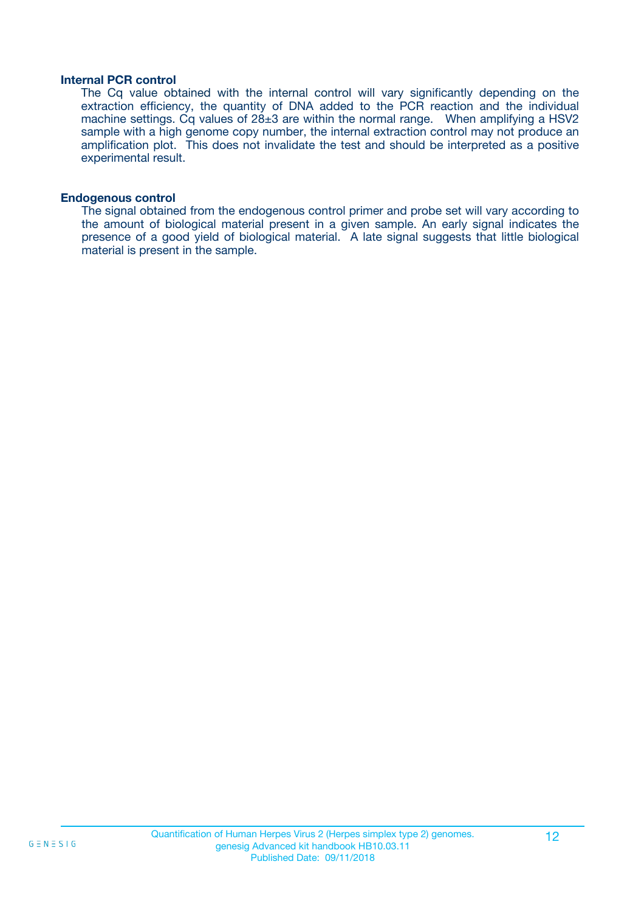### Internal PCR control

The Cq value obtained with the internal control will vary significantly depending on the extraction efficiency, the quantity of DNA added to the PCR reaction and the individual machine settings. Cq values of 28±3 are within the normal range. When amplifying a HSV2 sample with a high genome copy number, the internal extraction control may not produce an amplification plot. This does not invalidate the test and should be interpreted as a positive experimental result.

### Endogenous control

The signal obtained from the endogenous control primer and probe set will vary according to the amount of biological material present in a given sample. An early signal indicates the presence of a good yield of biological material. A late signal suggests that little biological material is present in the sample.